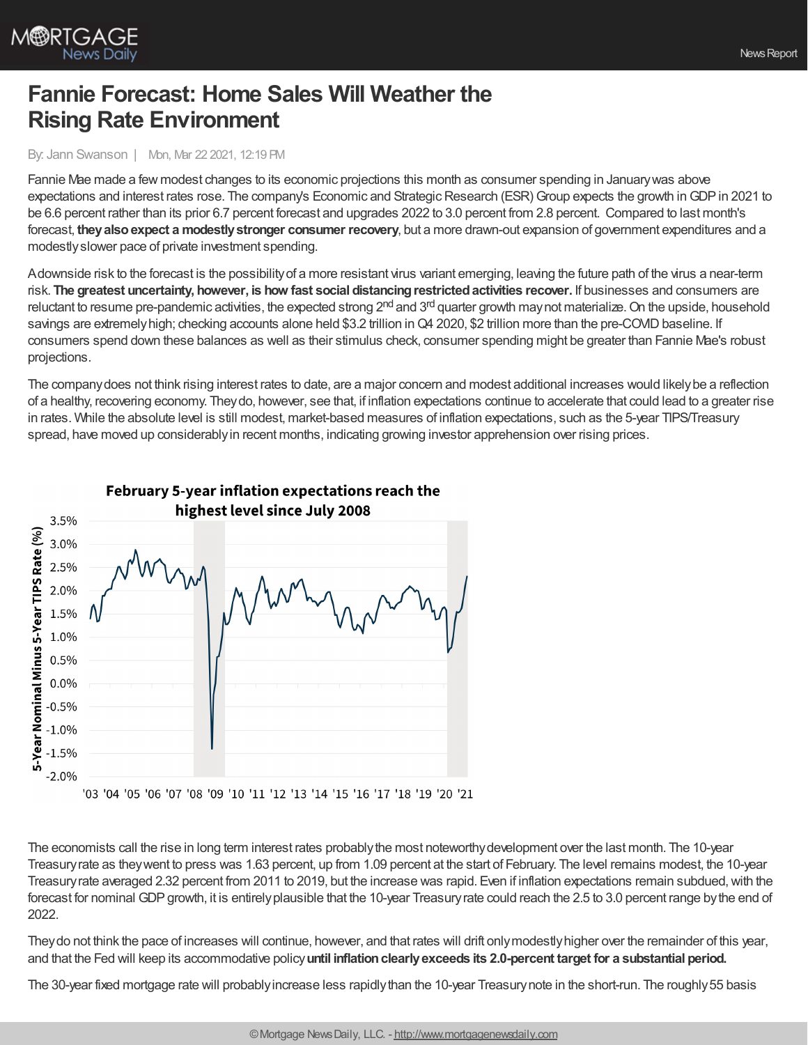# Fannie Forecast: Home Sales Will Weather the Rising Rate Environment

By: Jann Swanson | Mon, Mar 22 2021, 12:19 PM

Fannie Mae made a few modest changes to its economic projections this month as consumer spending in January was above expectations and interest rates rose. The company's Economic and Strategic Research (ESR) Group expects the growth in GDP in 2021 to be 6.6 percent rather than its prior 6.7 percent forecast and upgrades 2022 to 3.0 percent from 2.8 percent. Compared to last month's forecast, **they also expect a modestly stronger consumer recovery**, but a more drawn-out expansion of government expenditures and a modestly slower pace of private investment spending.

A downside risk to the forecast is the possibility of a more resistant virus variant emerging, leaving the future path of the virus a near-term risk. **The greatest uncertainty, however, is how fast social distancing restricted activities recover.** If businesses and consumers are reluctant to resume pre-pandemic activities, the expected strong 2nd and 3rd quarter growth may not materialize. On the upside, household savings are extremely high; checking accounts alone held $3.2 trillion in Q4 2020, $2 trillion more than the pre-COVID baseline. If consumers spend down these balances as well as their stimulus check, consumer spending might be greater than Fannie Mae's robust projections.

The company does not think rising interest rates to date, are a major concern and modest additional increases would likely be a reflection of a healthy, recovering economy. They do, however, see that, if inflation expectations continue to accelerate that could lead to a greater rise in rates. While the absolute level is still modest, market-based measures of inflation expectations, such as the 5-year TIPS/Treasury spread, have moved up considerably in recent months, indicating growing investor apprehension over rising prices.

**February 5-year inflation expectations reach the highest level since July 2008**

The economists call the rise in long term interest rates probably the most noteworthy development over the last month. The 10-year Treasury rate as they went to press was 1.63 percent, up from 1.09 percent at the start of February. The level remains modest, with the 10-year Treasury rate averaged 2.32 percent from 2011 to 2019, but the increase was rapid. Even if inflation expectations remain subdued, with the forecast for nominal GDP growth, it is entirely plausible that the 10-year Treasury rate could reach the 2.5 to 3.0 percent range by the end of 2022.

They do not think the pace of increases will continue, however, and that rates will drift only modestly higher over the remainder of this year, and that the Fed will keep its accommodative policy **until inflation clearly exceeds its 2.0-percent target for a substantial period.**

The 30-year fixed mortgage rate will probably increase less rapidly than the 10-year Treasury note in the short-run. The roughly 55 basis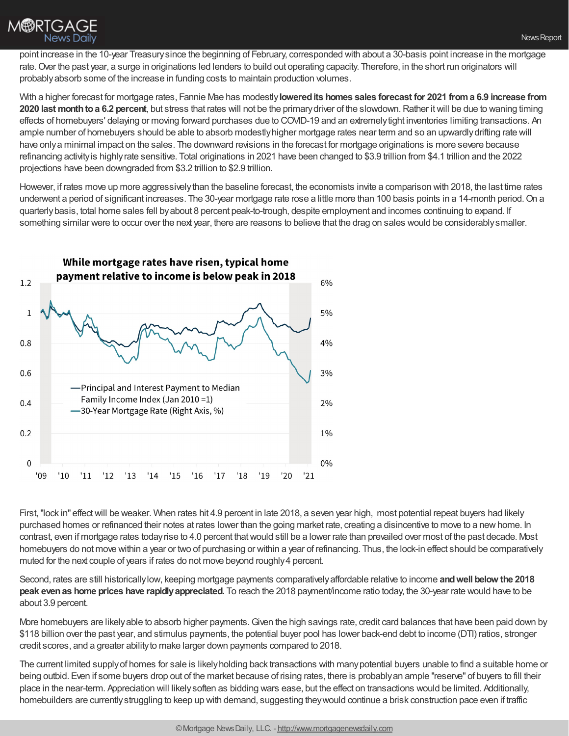point increase in the 10-year Treasury since the beginning of February, corresponded with about a 30-basis point increase in the mortgage rate. Over the past year, a surge in originations led lenders to build out operating capacity. Therefore, in the short run originators will probably absorb some of the increase in funding costs to maintain production volumes.

With a higher forecast for mortgage rates, Fannie Mae has modestly **lowered its homes sales forecast for 2021 from a 6.9 increase from 2020 last month to a 6.2 percent**, but stress that rates will not be the primary driver of the slowdown. Rather it will be due to waning timing effects of homebuyers' delaying or moving forward purchases due to COVID-19 and an extremely tight inventories limiting transactions. An ample number of homebuyers should be able to absorb modestly higher mortgage rates near term and so an upwardly drifting rate will have only a minimal impact on the sales. The downward revisions in the forecast for mortgage originations is more severe because refinancing activity is highly rate sensitive. Total originations in 2021 have been changed to $3.9 trillion from $4.1 trillion and the 2022 projections have been downgraded from $3.2 trillion to $2.9 trillion.

However, if rates move up more aggressively than the baseline forecast, the economists invite a comparison with 2018, the last time rates underwent a period of significant increases. The 30-year mortgage rate rose a little more than 100 basis points in a 14-month period. On a quarterly basis, total home sales fell by about 8 percent peak-to-trough, despite employment and incomes continuing to expand. If something similar were to occur over the next year, there are reasons to believe that the drag on sales would be considerably smaller.

**While mortgage rates have risen, typical home payment relative to income is below peak in 2018**

First, "lock in" effect will be weaker. When rates hit 4.9 percent in late 2018, a seven year high, most potential repeat buyers had likely purchased homes or refinanced their notes at rates lower than the going market rate, creating a disincentive to move to a new home. In contrast, even if mortgage rates today rise to 4.0 percent that would still be a lower rate than prevailed over most of the past decade. Most homebuyers do not move within a year or two of purchasing or within a year of refinancing. Thus, the lock-in effect should be comparatively muted for the next couple of years if rates do not move beyond roughly 4 percent.

Second, rates are still historically low, keeping mortgage payments comparatively affordable relative to income **and well below the 2018 peak even as home prices have rapidly appreciated.** To reach the 2018 payment/income ratio today, the 30-year rate would have to be about 3.9 percent.

More homebuyers are likely able to absorb higher payments. Given the high savings rate, credit card balances that have been paid down by $118 billion over the past year, and stimulus payments, the potential buyer pool has lower back-end debt to income (DTI) ratios, stronger credit scores, and a greater ability to make larger down payments compared to 2018.

The current limited supply of homes for sale is likely holding back transactions with many potential buyers unable to find a suitable home or being outbid. Even if some buyers drop out of the market because of rising rates, there is probably an ample "reserve" of buyers to fill their place in the near-term. Appreciation will likely soften as bidding wars ease, but the effect on transactions would be limited. Additionally, homebuilders are currently struggling to keep up with demand, suggesting they would continue a brisk construction pace even if traffic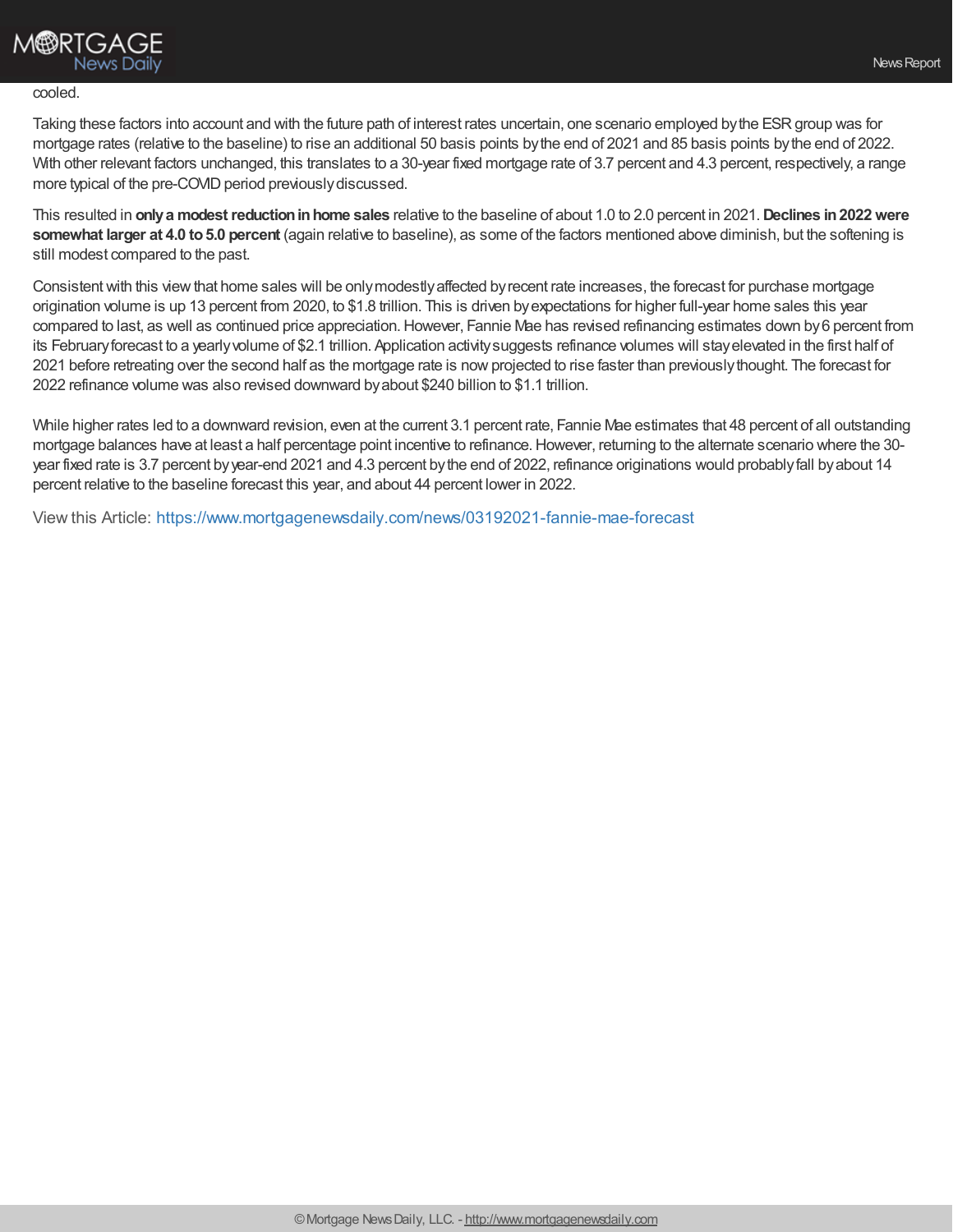cooled.

Taking these factors into account and with the future path of interest rates uncertain, one scenario employed by the ESR group was for mortgage rates (relative to the baseline) to rise an additional 50 basis points by the end of 2021 and 85 basis points by the end of 2022. With other relevant factors unchanged, this translates to a 30-year fixed mortgage rate of 3.7 percent and 4.3 percent, respectively, a range more typical of the pre-COVID period previously discussed.

This resulted in **only a modest reduction in home sales** relative to the baseline of about 1.0 to 2.0 percent in 2021. **Declines in 2022 were somewhat larger at 4.0 to 5.0 percent** (again relative to baseline), as some of the factors mentioned above diminish, but the softening is still modest compared to the past.

Consistent with this view that home sales will be only modestly affected by recent rate increases, the forecast for purchase mortgage origination volume is up 13 percent from 2020, to $1.8 trillion. This is driven by expectations for higher full-year home sales this year compared to last, as well as continued price appreciation. However, Fannie Mae has revised refinancing estimates down by 6 percent from its February forecast to a yearly volume of $2.1 trillion. Application activity suggests refinance volumes will stay elevated in the first half of 2021 before retreating over the second half as the mortgage rate is now projected to rise faster than previously thought. The forecast for 2022 refinance volume was also revised downward by about $240 billion to $1.1 trillion.

While higher rates led to a downward revision, even at the current 3.1 percent rate, Fannie Mae estimates that 48 percent of all outstanding mortgage balances have at least a half percentage point incentive to refinance. However, returning to the alternate scenario where the 30-year fixed rate is 3.7 percent by year-end 2021 and 4.3 percent by the end of 2022, refinance originations would probably fall by about 14 percent relative to the baseline forecast this year, and about 44 percent lower in 2022.

View this Article: https://www.mortgagenewsdaily.com/news/03192021-fannie-mae-forecast